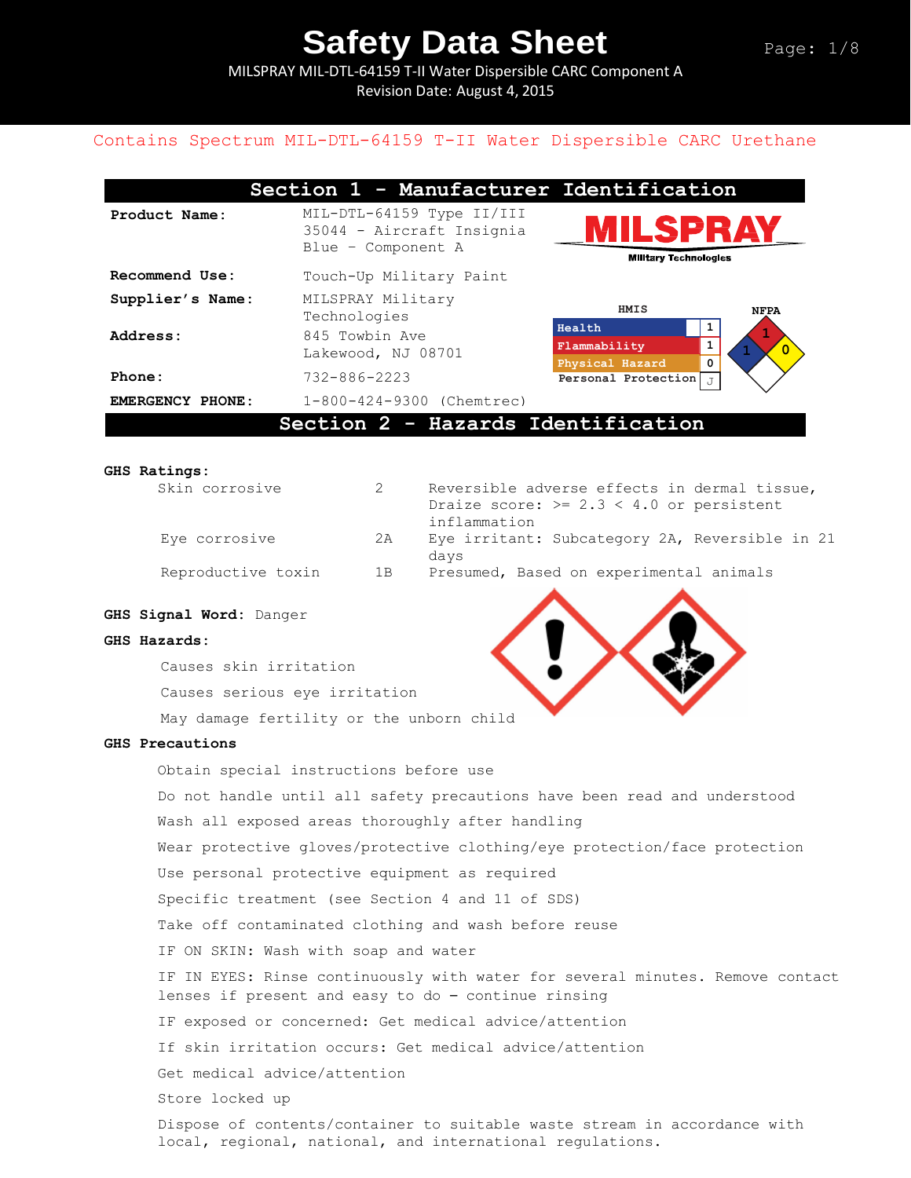# Safety Data Sheet

MILSPRAY MIL-DTL-64159 T-II Water Dispersible CARC Component A

Revision Date: August 4, 2015

Contains Spectrum MIL-DTL-64159 T-II Water Dispersible CARC Urethane

## Section 1 - Manufacturer Identification

**Product Name:** MIL-DTL-64159 Type II/III 35044 - Aircraft Insignia Blue – Component A

**MILSPRAY** Military Technologies

**Recommend Use:** Touch-Up Military Paint

**Supplier's Name:** MILSPRAY Military Technologies

**Address:** 845 Towbin Ave Lakewood, NJ 08701

**Phone:** 732-886-2223

**EMERGENCY PHONE:** 1-800-424-9300 (Chemtrec)

| HMIS | |
|---|---|
| Health | 1 |
| Flammability | 1 |
| Physical Hazard | 0 |
| Personal Protection | J |

NFPA: Health 1, Flammability 1, Reactivity 0

## Section 2 - Hazards Identification

**GHS Ratings:**

| | | |
|---|---|---|
| Skin corrosive | 2 | Reversible adverse effects in dermal tissue, Draize score: >= 2.3 < 4.0 or persistent inflammation |
| Eye corrosive | 2A | Eye irritant: Subcategory 2A, Reversible in 21 days |
| Reproductive toxin | 1B | Presumed, Based on experimental animals |

**GHS Signal Word:** Danger

**GHS Hazards:**

Causes skin irritation

Causes serious eye irritation

May damage fertility or the unborn child

**GHS Precautions**

Obtain special instructions before use

Do not handle until all safety precautions have been read and understood

Wash all exposed areas thoroughly after handling

Wear protective gloves/protective clothing/eye protection/face protection

Use personal protective equipment as required

Specific treatment (see Section 4 and 11 of SDS)

Take off contaminated clothing and wash before reuse

IF ON SKIN: Wash with soap and water

IF IN EYES: Rinse continuously with water for several minutes. Remove contact lenses if present and easy to do – continue rinsing

IF exposed or concerned: Get medical advice/attention

If skin irritation occurs: Get medical advice/attention

Get medical advice/attention

Store locked up

Dispose of contents/container to suitable waste stream in accordance with local, regional, national, and international regulations.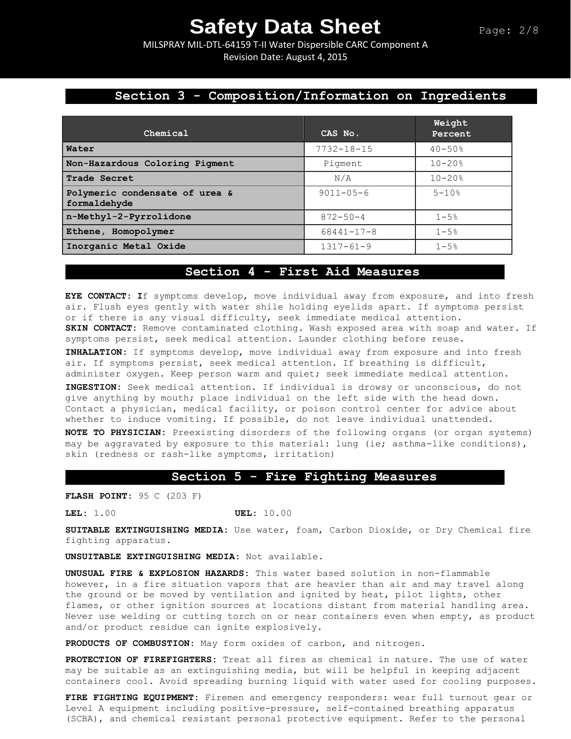## Section 3 - Composition/Information on Ingredients

| Chemical | CAS No. | Weight Percent |
| --- | --- | --- |
| **Water** | 7732-18-15 | 40-50% |
| **Non-Hazardous Coloring Pigment** | Pigment | 10-20% |
| **Trade Secret** | N/A | 10-20% |
| **Polymeric condensate of urea & formaldehyde** | 9011-05-6 | 5-10% |
| **n-Methyl-2-Pyrrolidone** | 872-50-4 | 1-5% |
| **Ethene, Homopolymer** | 68441-17-8 | 1-5% |
| **Inorganic Metal Oxide** | 1317-61-9 | 1-5% |

## Section 4 - First Aid Measures

**EYE CONTACT: I**f symptoms develop, move individual away from exposure, and into fresh air. Flush eyes gently with water shile holding eyelids apart. If symptoms persist or if there is any visual difficulty, seek immediate medical attention.

**SKIN CONTACT:** Remove contaminated clothing. Wash exposed area with soap and water. If symptoms persist, seek medical attention. Launder clothing before reuse.

**INHALATION:** If symptoms develop, move individual away from exposure and into fresh air. If symptoms persist, seek medical attention. If breathing is difficult, administer oxygen. Keep person warm and quiet; seek immediate medical attention.

**INGESTION:** Seek medical attention. If individual is drowsy or unconscious, do not give anything by mouth; place individual on the left side with the head down. Contact a physician, medical facility, or poison control center for advice about whether to induce vomiting. If possible, do not leave individual unattended.

**NOTE TO PHYSICIAN:** Preexisting disorders of the following organs (or organ systems) may be aggravated by exposure to this material: lung (ie; asthma-like conditions), skin (redness or rash-like symptoms, irritation)

## Section 5 - Fire Fighting Measures

**FLASH POINT:** 95 C (203 F)

**LEL:** 1.00 **UEL:** 10.00

**SUITABLE EXTINGUISHING MEDIA:** Use water, foam, Carbon Dioxide, or Dry Chemical fire fighting apparatus.

**UNSUITABLE EXTINGUISHING MEDIA:** Not available.

**UNUSUAL FIRE & EXPLOSION HAZARDS:** This water based solution in non-flammable however, in a fire situation vapors that are heavier than air and may travel along the ground or be moved by ventilation and ignited by heat, pilot lights, other flames, or other ignition sources at locations distant from material handling area. Never use welding or cutting torch on or near containers even when empty, as product and/or product residue can ignite explosively.

**PRODUCTS OF COMBUSTION:** May form oxides of carbon, and nitrogen.

**PROTECTION OF FIREFIGHTERS:** Treat all fires as chemical in nature. The use of water may be suitable as an extinguishing media, but will be helpful in keeping adjacent containers cool. Avoid spreading burning liquid with water used for cooling purposes.

**FIRE FIGHTING EQUIPMENT:** Firemen and emergency responders: wear full turnout gear or Level A equipment including positive-pressure, self-contained breathing apparatus (SCBA), and chemical resistant personal protective equipment. Refer to the personal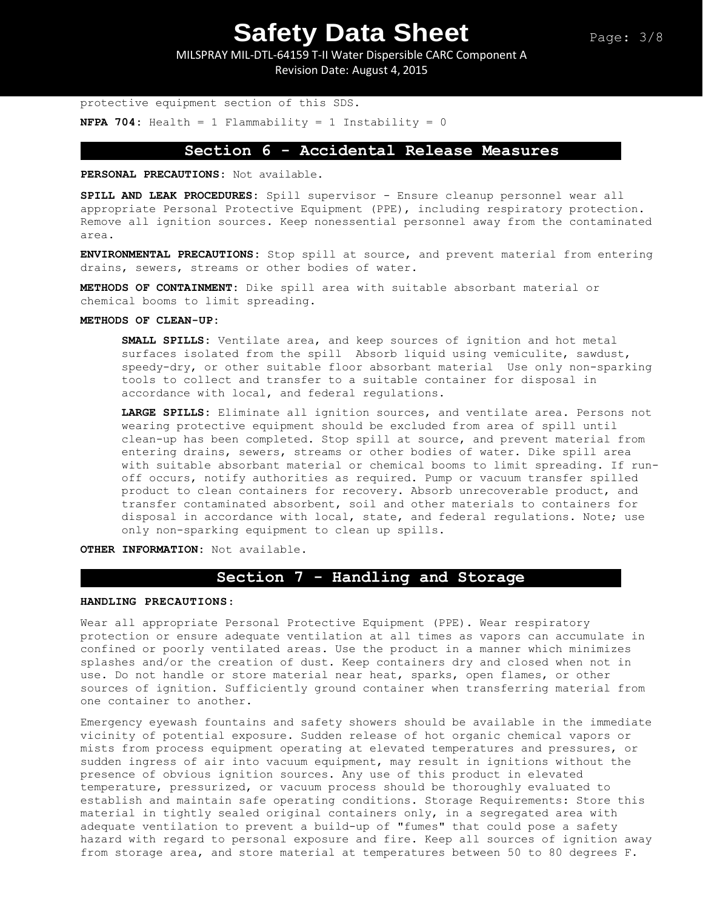protective equipment section of this SDS.

**NFPA 704:** Health = 1 Flammability = 1 Instability = 0

## Section 6 - Accidental Release Measures

**PERSONAL PRECAUTIONS:** Not available.

**SPILL AND LEAK PROCEDURES:** Spill supervisor - Ensure cleanup personnel wear all appropriate Personal Protective Equipment (PPE), including respiratory protection. Remove all ignition sources. Keep nonessential personnel away from the contaminated area.

**ENVIRONMENTAL PRECAUTIONS:** Stop spill at source, and prevent material from entering drains, sewers, streams or other bodies of water.

**METHODS OF CONTAINMENT:** Dike spill area with suitable absorbant material or chemical booms to limit spreading.

**METHODS OF CLEAN-UP:**

**SMALL SPILLS:** Ventilate area, and keep sources of ignition and hot metal surfaces isolated from the spill  Absorb liquid using vemiculite, sawdust, speedy-dry, or other suitable floor absorbant material  Use only non-sparking tools to collect and transfer to a suitable container for disposal in accordance with local, and federal regulations.

**LARGE SPILLS:** Eliminate all ignition sources, and ventilate area. Persons not wearing protective equipment should be excluded from area of spill until clean-up has been completed. Stop spill at source, and prevent material from entering drains, sewers, streams or other bodies of water. Dike spill area with suitable absorbant material or chemical booms to limit spreading. If run-off occurs, notify authorities as required. Pump or vacuum transfer spilled product to clean containers for recovery. Absorb unrecoverable product, and transfer contaminated absorbent, soil and other materials to containers for disposal in accordance with local, state, and federal regulations. Note; use only non-sparking equipment to clean up spills.

**OTHER INFORMATION:** Not available.

## Section 7 - Handling and Storage

**HANDLING PRECAUTIONS:**

Wear all appropriate Personal Protective Equipment (PPE). Wear respiratory protection or ensure adequate ventilation at all times as vapors can accumulate in confined or poorly ventilated areas. Use the product in a manner which minimizes splashes and/or the creation of dust. Keep containers dry and closed when not in use. Do not handle or store material near heat, sparks, open flames, or other sources of ignition. Sufficiently ground container when transferring material from one container to another.

Emergency eyewash fountains and safety showers should be available in the immediate vicinity of potential exposure. Sudden release of hot organic chemical vapors or mists from process equipment operating at elevated temperatures and pressures, or sudden ingress of air into vacuum equipment, may result in ignitions without the presence of obvious ignition sources. Any use of this product in elevated temperature, pressurized, or vacuum process should be thoroughly evaluated to establish and maintain safe operating conditions. Storage Requirements: Store this material in tightly sealed original containers only, in a segregated area with adequate ventilation to prevent a build-up of "fumes" that could pose a safety hazard with regard to personal exposure and fire. Keep all sources of ignition away from storage area, and store material at temperatures between 50 to 80 degrees F.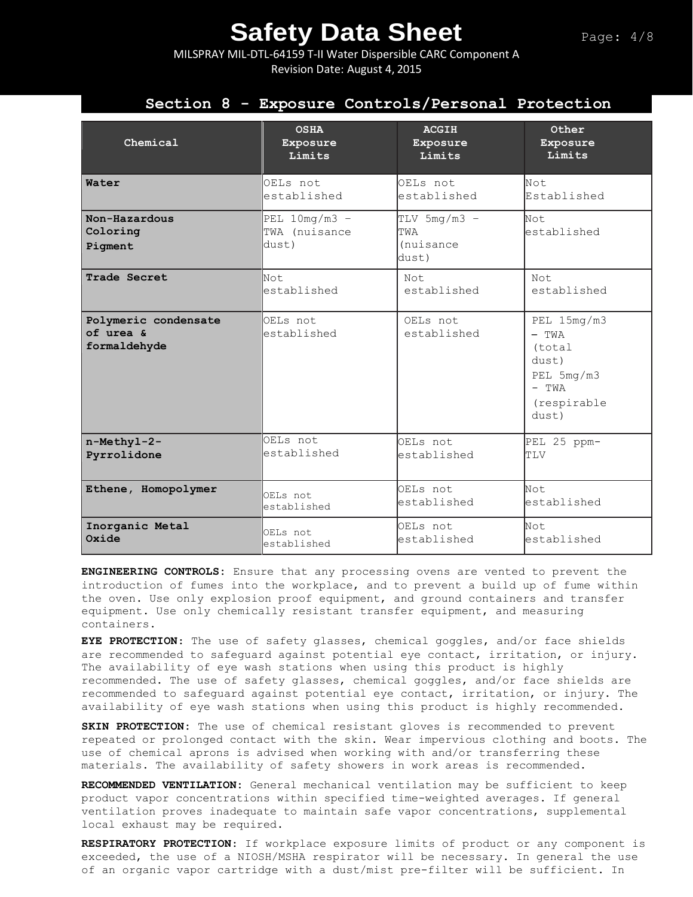## Section 8 - Exposure Controls/Personal Protection

| Chemical | OSHA Exposure Limits | ACGIH Exposure Limits | Other Exposure Limits |
|---|---|---|---|
| **Water** | OELs not established | OELs not established | Not Established |
| **Non-Hazardous Coloring Pigment** | PEL 10mg/m3 – TWA (nuisance dust) | TLV 5mg/m3 – TWA (nuisance dust) | Not established |
| **Trade Secret** | Not established | Not established | Not established |
| **Polymeric condensate of urea & formaldehyde** | OELs not established | OELs not established | PEL 15mg/m3 – TWA (total dust) PEL 5mg/m3 - TWA (respirable dust) |
| **n-Methyl-2-Pyrrolidone** | OELs not established | OELs not established | PEL 25 ppm-TLV |
| **Ethene, Homopolymer** | OELs not established | OELs not established | Not established |
| **Inorganic Metal Oxide** | OELs not established | OELs not established | Not established |

**ENGINEERING CONTROLS:** Ensure that any processing ovens are vented to prevent the introduction of fumes into the workplace, and to prevent a build up of fume within the oven. Use only explosion proof equipment, and ground containers and transfer equipment. Use only chemically resistant transfer equipment, and measuring containers.

**EYE PROTECTION:** The use of safety glasses, chemical goggles, and/or face shields are recommended to safeguard against potential eye contact, irritation, or injury. The availability of eye wash stations when using this product is highly recommended. The use of safety glasses, chemical goggles, and/or face shields are recommended to safeguard against potential eye contact, irritation, or injury. The availability of eye wash stations when using this product is highly recommended.

**SKIN PROTECTION:** The use of chemical resistant gloves is recommended to prevent repeated or prolonged contact with the skin. Wear impervious clothing and boots. The use of chemical aprons is advised when working with and/or transferring these materials. The availability of safety showers in work areas is recommended.

**RECOMMENDED VENTILATION:** General mechanical ventilation may be sufficient to keep product vapor concentrations within specified time-weighted averages. If general ventilation proves inadequate to maintain safe vapor concentrations, supplemental local exhaust may be required.

**RESPIRATORY PROTECTION:** If workplace exposure limits of product or any component is exceeded, the use of a NIOSH/MSHA respirator will be necessary. In general the use of an organic vapor cartridge with a dust/mist pre-filter will be sufficient. In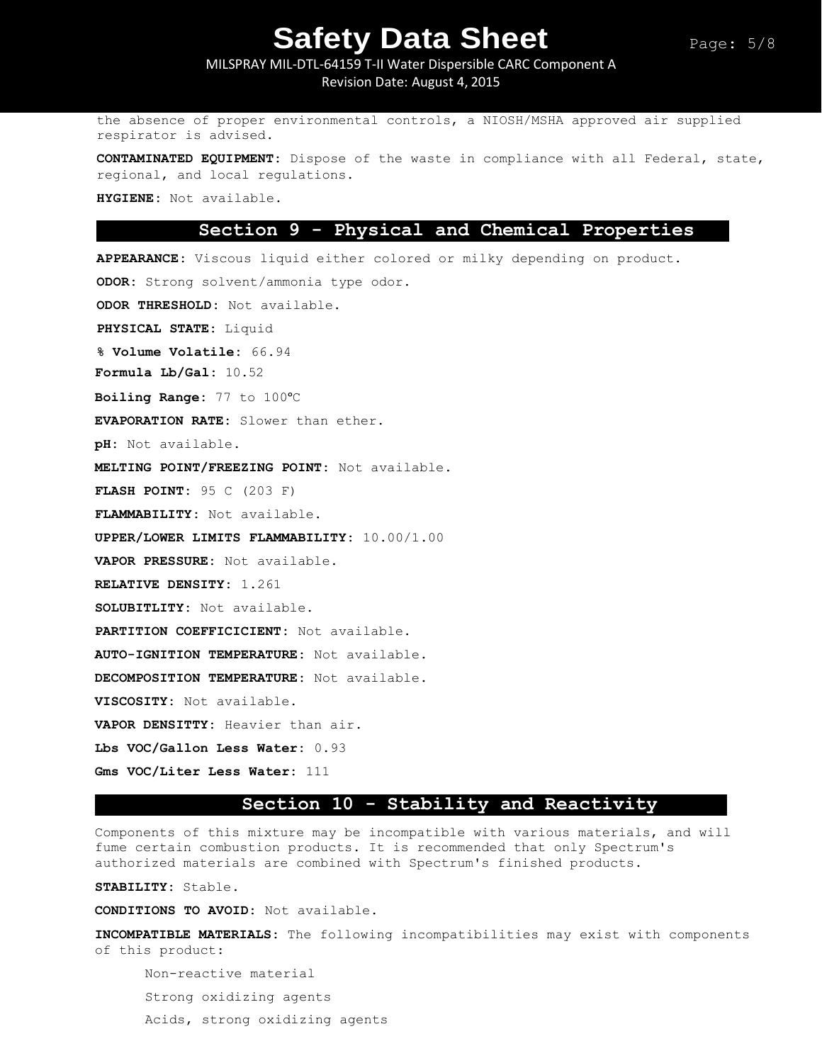the absence of proper environmental controls, a NIOSH/MSHA approved air supplied respirator is advised.

**CONTAMINATED EQUIPMENT:** Dispose of the waste in compliance with all Federal, state, regional, and local regulations.

**HYGIENE:** Not available.

## Section 9 - Physical and Chemical Properties

**APPEARANCE:** Viscous liquid either colored or milky depending on product.

**ODOR:** Strong solvent/ammonia type odor.

**ODOR THRESHOLD:** Not available.

**PHYSICAL STATE:** Liquid

**% Volume Volatile:** 66.94

**Formula Lb/Gal:** 10.52

**Boiling Range:** 77 to 100ºC

**EVAPORATION RATE:** Slower than ether.

**pH:** Not available.

**MELTING POINT/FREEZING POINT:** Not available.

**FLASH POINT:** 95 C (203 F)

**FLAMMABILITY:** Not available.

**UPPER/LOWER LIMITS FLAMMABILITY:** 10.00/1.00

**VAPOR PRESSURE:** Not available.

**RELATIVE DENSITY:** 1.261

**SOLUBITLITY:** Not available.

**PARTITION COEFFICICIENT:** Not available.

**AUTO-IGNITION TEMPERATURE:** Not available.

**DECOMPOSITION TEMPERATURE:** Not available.

**VISCOSITY:** Not available.

**VAPOR DENSITTY:** Heavier than air.

**Lbs VOC/Gallon Less Water:** 0.93

**Gms VOC/Liter Less Water:** 111

## Section 10 - Stability and Reactivity

Components of this mixture may be incompatible with various materials, and will fume certain combustion products. It is recommended that only Spectrum's authorized materials are combined with Spectrum's finished products.

**STABILITY:** Stable.

**CONDITIONS TO AVOID:** Not available.

**INCOMPATIBLE MATERIALS:** The following incompatibilities may exist with components of this product:

Non-reactive material

Strong oxidizing agents

Acids, strong oxidizing agents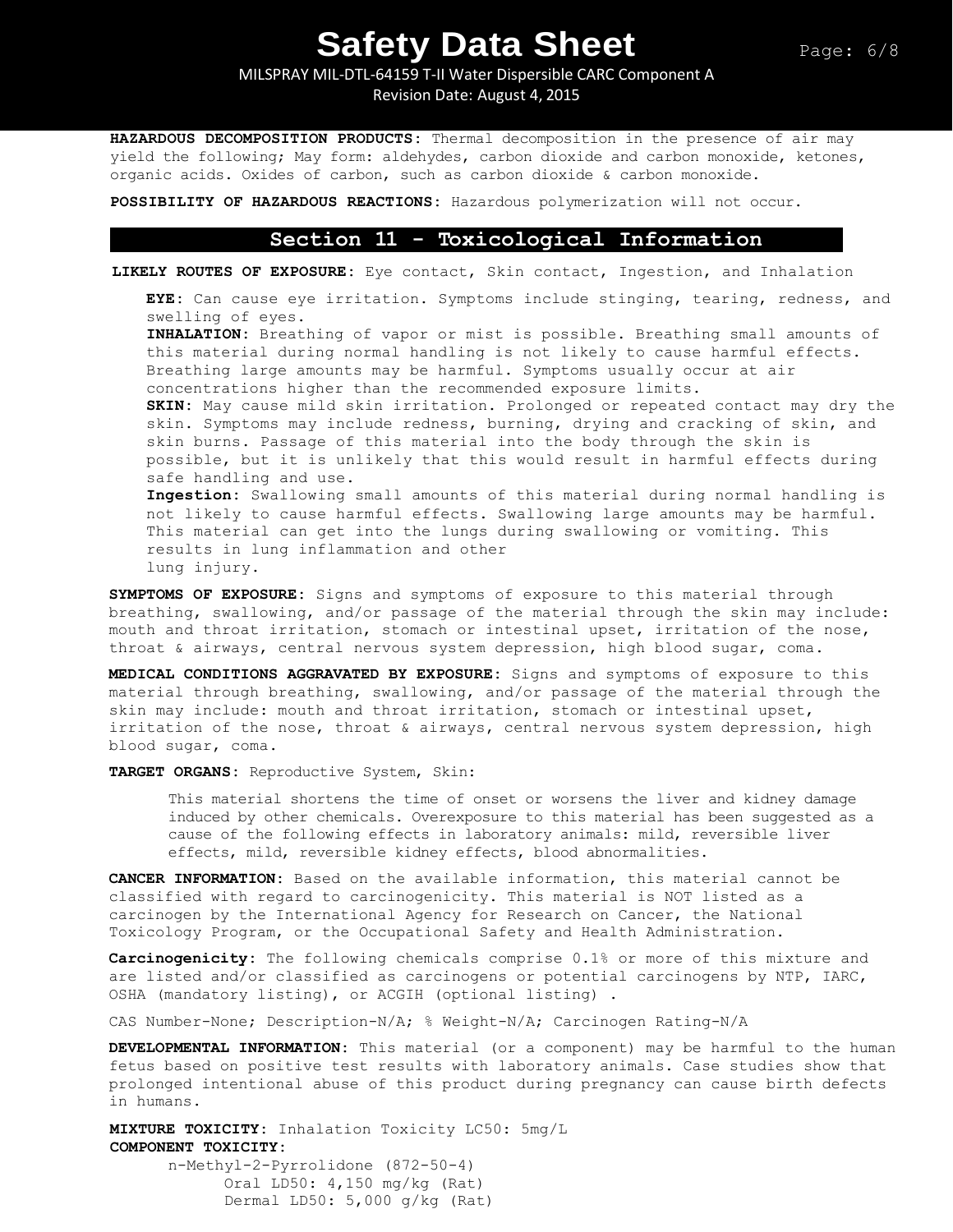**HAZARDOUS DECOMPOSITION PRODUCTS:** Thermal decomposition in the presence of air may yield the following; May form: aldehydes, carbon dioxide and carbon monoxide, ketones, organic acids. Oxides of carbon, such as carbon dioxide & carbon monoxide.

**POSSIBILITY OF HAZARDOUS REACTIONS:** Hazardous polymerization will not occur.

## Section 11 - Toxicological Information

**LIKELY ROUTES OF EXPOSURE:** Eye contact, Skin contact, Ingestion, and Inhalation

**EYE:** Can cause eye irritation. Symptoms include stinging, tearing, redness, and swelling of eyes.
**INHALATION:** Breathing of vapor or mist is possible. Breathing small amounts of this material during normal handling is not likely to cause harmful effects. Breathing large amounts may be harmful. Symptoms usually occur at air concentrations higher than the recommended exposure limits.
**SKIN:** May cause mild skin irritation. Prolonged or repeated contact may dry the skin. Symptoms may include redness, burning, drying and cracking of skin, and skin burns. Passage of this material into the body through the skin is possible, but it is unlikely that this would result in harmful effects during safe handling and use.
**Ingestion:** Swallowing small amounts of this material during normal handling is not likely to cause harmful effects. Swallowing large amounts may be harmful. This material can get into the lungs during swallowing or vomiting. This results in lung inflammation and other lung injury.

**SYMPTOMS OF EXPOSURE:** Signs and symptoms of exposure to this material through breathing, swallowing, and/or passage of the material through the skin may include: mouth and throat irritation, stomach or intestinal upset, irritation of the nose, throat & airways, central nervous system depression, high blood sugar, coma.

**MEDICAL CONDITIONS AGGRAVATED BY EXPOSURE:** Signs and symptoms of exposure to this material through breathing, swallowing, and/or passage of the material through the skin may include: mouth and throat irritation, stomach or intestinal upset, irritation of the nose, throat & airways, central nervous system depression, high blood sugar, coma.

**TARGET ORGANS:** Reproductive System, Skin:

This material shortens the time of onset or worsens the liver and kidney damage induced by other chemicals. Overexposure to this material has been suggested as a cause of the following effects in laboratory animals: mild, reversible liver effects, mild, reversible kidney effects, blood abnormalities.

**CANCER INFORMATION:** Based on the available information, this material cannot be classified with regard to carcinogenicity. This material is NOT listed as a carcinogen by the International Agency for Research on Cancer, the National Toxicology Program, or the Occupational Safety and Health Administration.

**Carcinogenicity:** The following chemicals comprise 0.1% or more of this mixture and are listed and/or classified as carcinogens or potential carcinogens by NTP, IARC, OSHA (mandatory listing), or ACGIH (optional listing) .

CAS Number-None; Description-N/A; % Weight-N/A; Carcinogen Rating-N/A

**DEVELOPMENTAL INFORMATION:** This material (or a component) may be harmful to the human fetus based on positive test results with laboratory animals. Case studies show that prolonged intentional abuse of this product during pregnancy can cause birth defects in humans.

**MIXTURE TOXICITY:** Inhalation Toxicity LC50: 5mg/L
**COMPONENT TOXICITY:**

n-Methyl-2-Pyrrolidone (872-50-4)
Oral LD50: 4,150 mg/kg (Rat)
Dermal LD50: 5,000 g/kg (Rat)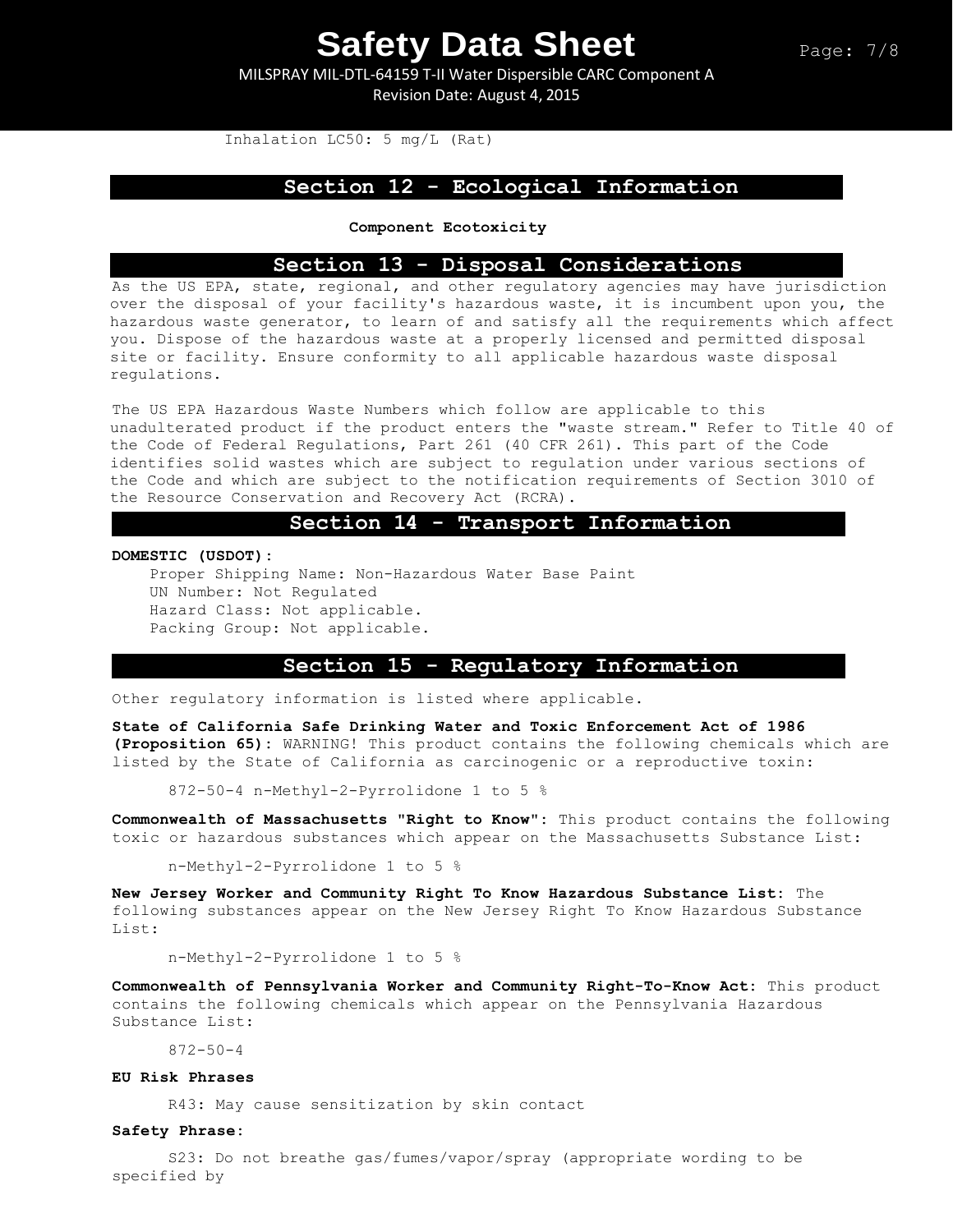Inhalation LC50: 5 mg/L (Rat)

## Section 12 - Ecological Information

**Component Ecotoxicity**

## Section 13 - Disposal Considerations

As the US EPA, state, regional, and other regulatory agencies may have jurisdiction over the disposal of your facility's hazardous waste, it is incumbent upon you, the hazardous waste generator, to learn of and satisfy all the requirements which affect you. Dispose of the hazardous waste at a properly licensed and permitted disposal site or facility. Ensure conformity to all applicable hazardous waste disposal regulations.

The US EPA Hazardous Waste Numbers which follow are applicable to this unadulterated product if the product enters the "waste stream." Refer to Title 40 of the Code of Federal Regulations, Part 261 (40 CFR 261). This part of the Code identifies solid wastes which are subject to regulation under various sections of the Code and which are subject to the notification requirements of Section 3010 of the Resource Conservation and Recovery Act (RCRA).

## Section 14 - Transport Information

**DOMESTIC (USDOT):**

Proper Shipping Name: Non-Hazardous Water Base Paint
UN Number: Not Regulated
Hazard Class: Not applicable.
Packing Group: Not applicable.

## Section 15 - Regulatory Information

Other regulatory information is listed where applicable.

**State of California Safe Drinking Water and Toxic Enforcement Act of 1986 (Proposition 65):** WARNING! This product contains the following chemicals which are listed by the State of California as carcinogenic or a reproductive toxin:

872-50-4 n-Methyl-2-Pyrrolidone 1 to 5 %

**Commonwealth of Massachusetts "Right to Know":** This product contains the following toxic or hazardous substances which appear on the Massachusetts Substance List:

n-Methyl-2-Pyrrolidone 1 to 5 %

**New Jersey Worker and Community Right To Know Hazardous Substance List:** The following substances appear on the New Jersey Right To Know Hazardous Substance List:

n-Methyl-2-Pyrrolidone 1 to 5 %

**Commonwealth of Pennsylvania Worker and Community Right-To-Know Act:** This product contains the following chemicals which appear on the Pennsylvania Hazardous Substance List:

872-50-4

**EU Risk Phrases**

R43: May cause sensitization by skin contact

**Safety Phrase:**

S23: Do not breathe gas/fumes/vapor/spray (appropriate wording to be specified by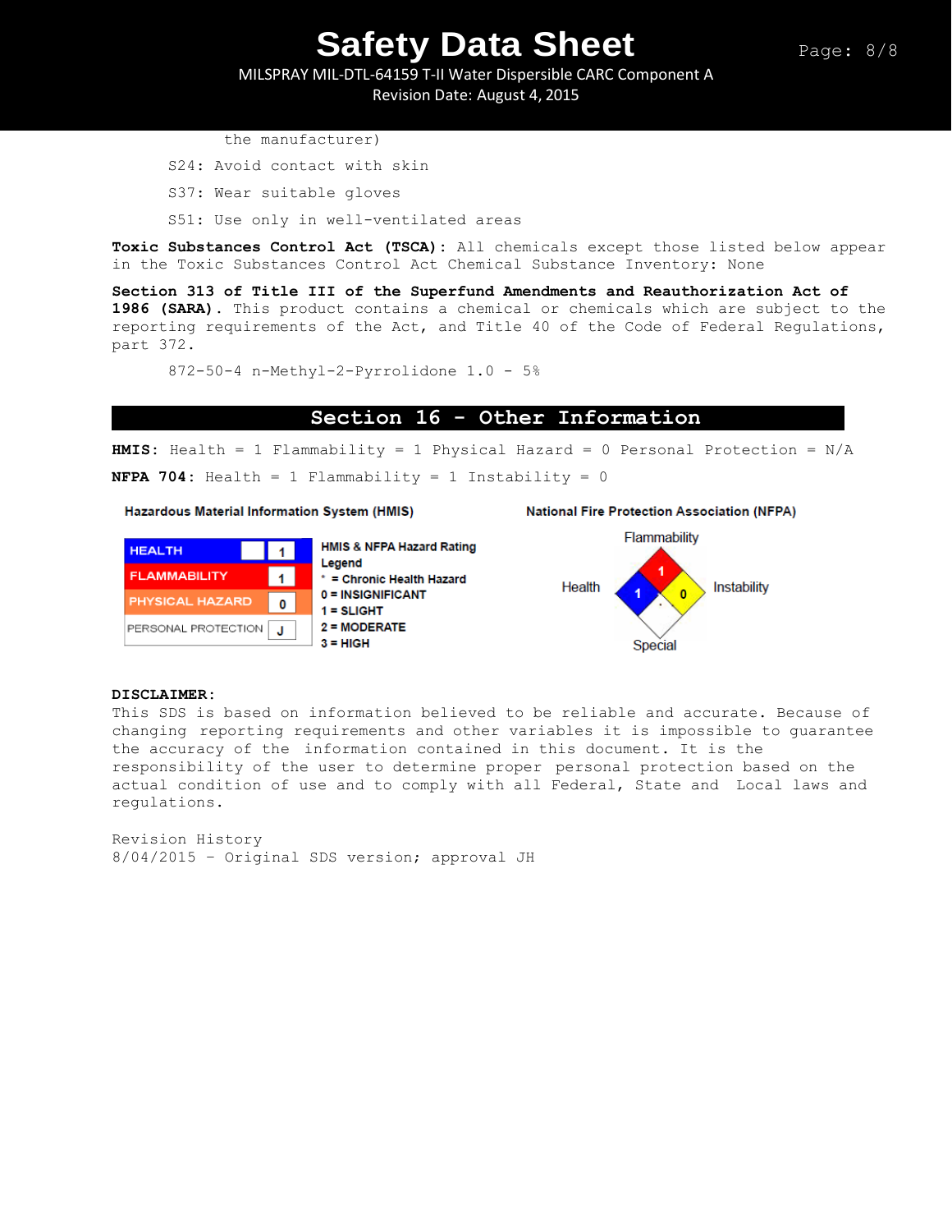the manufacturer)

S24: Avoid contact with skin

S37: Wear suitable gloves

S51: Use only in well-ventilated areas

**Toxic Substances Control Act (TSCA):** All chemicals except those listed below appear in the Toxic Substances Control Act Chemical Substance Inventory: None

**Section 313 of Title III of the Superfund Amendments and Reauthorization Act of 1986 (SARA).** This product contains a chemical or chemicals which are subject to the reporting requirements of the Act, and Title 40 of the Code of Federal Regulations, part 372.

872-50-4 n-Methyl-2-Pyrrolidone 1.0 - 5%

## Section 16 - Other Information

**HMIS:** Health = 1 Flammability = 1 Physical Hazard = 0 Personal Protection = N/A

**NFPA 704:** Health = 1 Flammability = 1 Instability = 0

**Hazardous Material Information System (HMIS)**

| | |
|---|---|
| HEALTH | 1 |
| FLAMMABILITY | 1 |
| PHYSICAL HAZARD | 0 |
| PERSONAL PROTECTION | J |

**HMIS & NFPA Hazard Rating Legend**
- * = Chronic Health Hazard
- 0 = INSIGNIFICANT
- 1 = SLIGHT
- 2 = MODERATE
- 3 = HIGH

**National Fire Protection Association (NFPA)**

Flammability 1

Health 1

Instability 0

Special

**DISCLAIMER:**
This SDS is based on information believed to be reliable and accurate. Because of changing reporting requirements and other variables it is impossible to guarantee the accuracy of the information contained in this document. It is the responsibility of the user to determine proper personal protection based on the actual condition of use and to comply with all Federal, State and Local laws and regulations.

Revision History
8/04/2015 - Original SDS version; approval JH